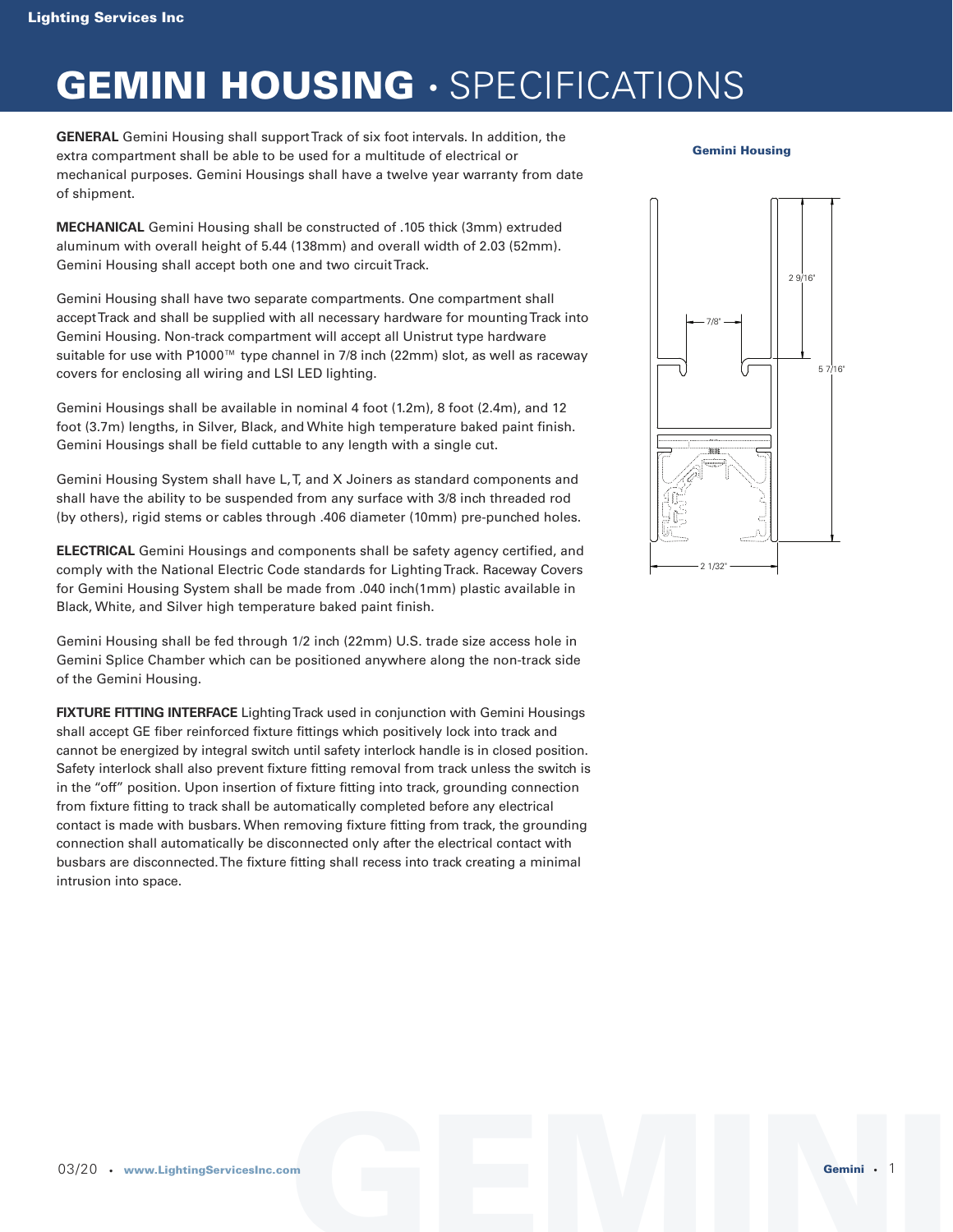# GEMINI HOUSING • SPECIFICATIONS

**GENERAL** Gemini Housing shall support Track of six foot intervals. In addition, the extra compartment shall be able to be used for a multitude of electrical or mechanical purposes. Gemini Housings shall have a twelve year warranty from date of shipment.

**MECHANICAL** Gemini Housing shall be constructed of .105 thick (3mm) extruded aluminum with overall height of 5.44 (138mm) and overall width of 2.03 (52mm). Gemini Housing shall accept both one and two circuit Track.

Gemini Housing shall have two separate compartments. One compartment shall accept Track and shall be supplied with all necessary hardware for mounting Track into Gemini Housing. Non-track compartment will accept all Unistrut type hardware suitable for use with P1000™ type channel in 7/8 inch (22mm) slot, as well as raceway covers for enclosing all wiring and LSI LED lighting.

Gemini Housings shall be available in nominal 4 foot (1.2m), 8 foot (2.4m), and 12 foot (3.7m) lengths, in Silver, Black, and White high temperature baked paint finish. Gemini Housings shall be field cuttable to any length with a single cut.

Gemini Housing System shall have L, T, and X Joiners as standard components and shall have the ability to be suspended from any surface with 3/8 inch threaded rod (by others), rigid stems or cables through .406 diameter (10mm) pre-punched holes.

**ELECTRICAL** Gemini Housings and components shall be safety agency certified, and comply with the National Electric Code standards for Lighting Track. Raceway Covers for Gemini Housing System shall be made from .040 inch(1mm) plastic available in Black, White, and Silver high temperature baked paint finish.

Gemini Housing shall be fed through 1/2 inch (22mm) U.S. trade size access hole in Gemini Splice Chamber which can be positioned anywhere along the non-track side of the Gemini Housing.

**FIXTURE FITTING INTERFACE** Lighting Track used in conjunction with Gemini Housings shall accept GE fiber reinforced fixture fittings which positively lock into track and cannot be energized by integral switch until safety interlock handle is in closed position. Safety interlock shall also prevent fixture fitting removal from track unless the switch is in the "off" position. Upon insertion of fixture fitting into track, grounding connection from fixture fitting to track shall be automatically completed before any electrical contact is made with busbars. When removing fixture fitting from track, the grounding connection shall automatically be disconnected only after the electrical contact with busbars are disconnected. The fixture fitting shall recess into track creating a minimal intrusion into space.

**Gemini Housing**

2 9/16"

7/8"

5 7/16"

2 1/32"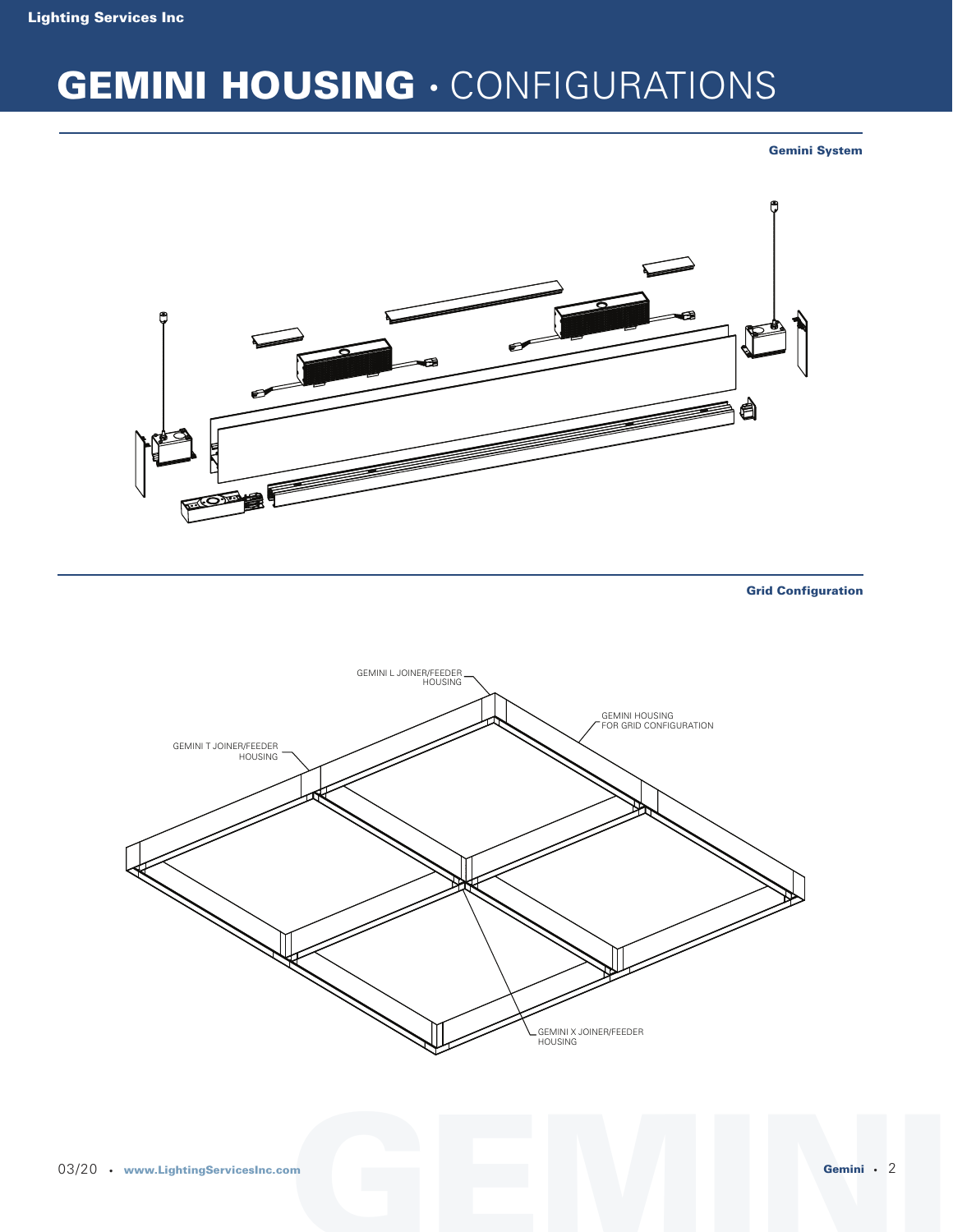# GEMINI HOUSING • CONFIGURATIONS

**Gemini System**

**Grid Configuration**

GEMINI L JOINER/FEEDER HOUSING

GEMINI HOUSING FOR GRID CONFIGURATION

GEMINI T JOINER/FEEDER HOUSING

GEMINI X JOINER/FEEDER HOUSING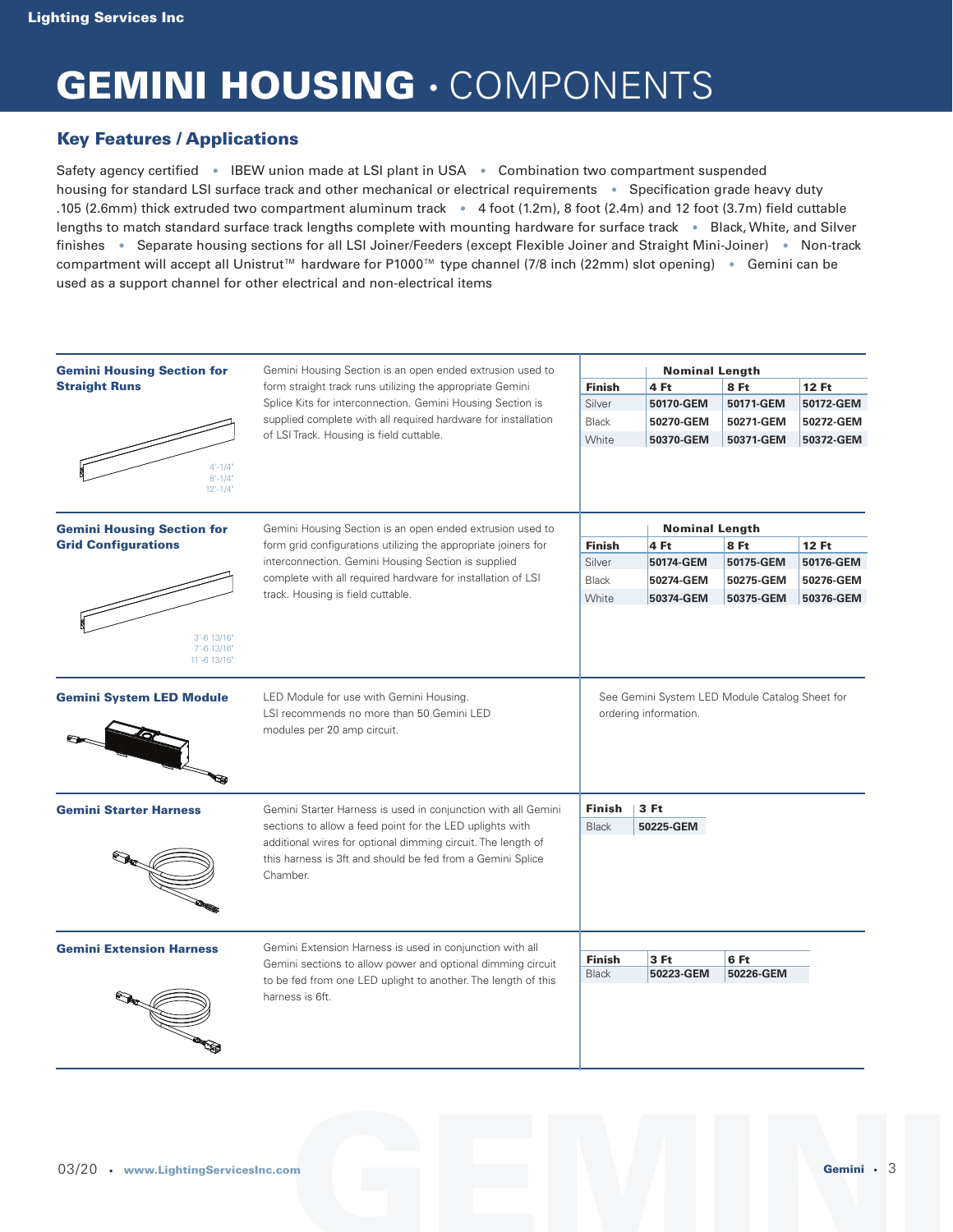# GEMINI HOUSING · COMPONENTS

## Key Features / Applications

Safety agency certified • IBEW union made at LSI plant in USA • Combination two compartment suspended housing for standard LSI surface track and other mechanical or electrical requirements • Specification grade heavy duty .105 (2.6mm) thick extruded two compartment aluminum track • 4 foot (1.2m), 8 foot (2.4m) and 12 foot (3.7m) field cuttable lengths to match standard surface track lengths complete with mounting hardware for surface track • Black, White, and Silver finishes • Separate housing sections for all LSI Joiner/Feeders (except Flexible Joiner and Straight Mini-Joiner) • Non-track compartment will accept all Unistrut™ hardware for P1000™ type channel (7/8 inch (22mm) slot opening) • Gemini can be used as a support channel for other electrical and non-electrical items

### Gemini Housing Section for Straight Runs

Gemini Housing Section is an open ended extrusion used to form straight track runs utilizing the appropriate Gemini Splice Kits for interconnection. Gemini Housing Section is supplied complete with all required hardware for installation of LSI Track. Housing is field cuttable.

4'-1/4"
8'-1/4"
12'-1/4"

| Finish | Nominal Length | | |
|---|---|---|---|
| | 4 Ft | 8 Ft | 12 Ft |
| Silver | 50170-GEM | 50171-GEM | 50172-GEM |
| Black | 50270-GEM | 50271-GEM | 50272-GEM |
| White | 50370-GEM | 50371-GEM | 50372-GEM |

### Gemini Housing Section for Grid Configurations

Gemini Housing Section is an open ended extrusion used to form grid configurations utilizing the appropriate joiners for interconnection. Gemini Housing Section is supplied complete with all required hardware for installation of LSI track. Housing is field cuttable.

3'-6 13/16"
7'-6 13/16"
11'-6 13/16"

| Finish | Nominal Length | | |
|---|---|---|---|
| | 4 Ft | 8 Ft | 12 Ft |
| Silver | 50174-GEM | 50175-GEM | 50176-GEM |
| Black | 50274-GEM | 50275-GEM | 50276-GEM |
| White | 50374-GEM | 50375-GEM | 50376-GEM |

### Gemini System LED Module

LED Module for use with Gemini Housing.
LSI recommends no more than 50 Gemini LED modules per 20 amp circuit.

See Gemini System LED Module Catalog Sheet for ordering information.

### Gemini Starter Harness

Gemini Starter Harness is used in conjunction with all Gemini sections to allow a feed point for the LED uplights with additional wires for optional dimming circuit. The length of this harness is 3ft and should be fed from a Gemini Splice Chamber.

| Finish | 3 Ft |
|---|---|
| Black | 50225-GEM |

### Gemini Extension Harness

Gemini Extension Harness is used in conjunction with all Gemini sections to allow power and optional dimming circuit to be fed from one LED uplight to another. The length of this harness is 6ft.

| Finish | 3 Ft | 6 Ft |
|---|---|---|
| Black | 50223-GEM | 50226-GEM |

03/20 • www.LightingServicesInc.com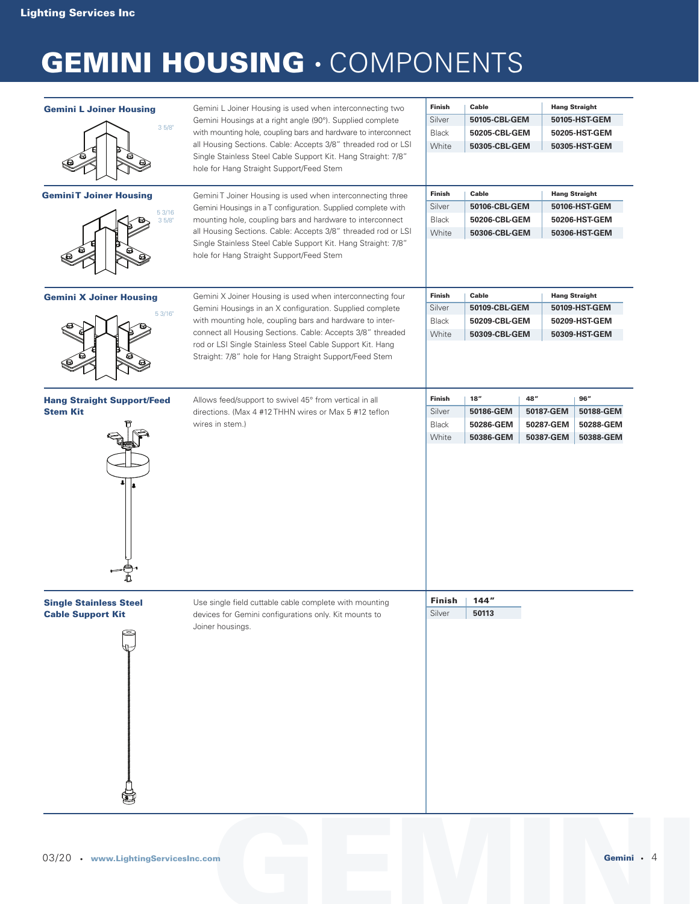# GEMINI HOUSING · COMPONENTS

### Gemini L Joiner Housing

3 5/8"

Gemini L Joiner Housing is used when interconnecting two Gemini Housings at a right angle (90º). Supplied complete with mounting hole, coupling bars and hardware to interconnect all Housing Sections. Cable: Accepts 3/8" threaded rod or LSI Single Stainless Steel Cable Support Kit. Hang Straight: 7/8" hole for Hang Straight Support/Feed Stem

| Finish | Cable | Hang Straight |
|---|---|---|
| Silver | 50105-CBL-GEM | 50105-HST-GEM |
| Black | 50205-CBL-GEM | 50205-HST-GEM |
| White | 50305-CBL-GEM | 50305-HST-GEM |

### Gemini T Joiner Housing

5 3/16
3 5/8"

Gemini T Joiner Housing is used when interconnecting three Gemini Housings in a T configuration. Supplied complete with mounting hole, coupling bars and hardware to interconnect all Housing Sections. Cable: Accepts 3/8" threaded rod or LSI Single Stainless Steel Cable Support Kit. Hang Straight: 7/8" hole for Hang Straight Support/Feed Stem

| Finish | Cable | Hang Straight |
|---|---|---|
| Silver | 50106-CBL-GEM | 50106-HST-GEM |
| Black | 50206-CBL-GEM | 50206-HST-GEM |
| White | 50306-CBL-GEM | 50306-HST-GEM |

### Gemini X Joiner Housing

5 3/16"

Gemini X Joiner Housing is used when interconnecting four Gemini Housings in an X configuration. Supplied complete with mounting hole, coupling bars and hardware to interconnect all Housing Sections. Cable: Accepts 3/8" threaded rod or LSI Single Stainless Steel Cable Support Kit. Hang Straight: 7/8" hole for Hang Straight Support/Feed Stem

| Finish | Cable | Hang Straight |
|---|---|---|
| Silver | 50109-CBL-GEM | 50109-HST-GEM |
| Black | 50209-CBL-GEM | 50209-HST-GEM |
| White | 50309-CBL-GEM | 50309-HST-GEM |

### Hang Straight Support/Feed Stem Kit

Allows feed/support to swivel 45° from vertical in all directions. (Max 4 #12 THHN wires or Max 5 #12 teflon wires in stem.)

| Finish | 18" | 48" | 96" |
|---|---|---|---|
| Silver | 50186-GEM | 50187-GEM | 50188-GEM |
| Black | 50286-GEM | 50287-GEM | 50288-GEM |
| White | 50386-GEM | 50387-GEM | 50388-GEM |

### Single Stainless Steel Cable Support Kit

Use single field cuttable cable complete with mounting devices for Gemini configurations only. Kit mounts to Joiner housings.

| Finish | 144" |
|---|---|
| Silver | 50113 |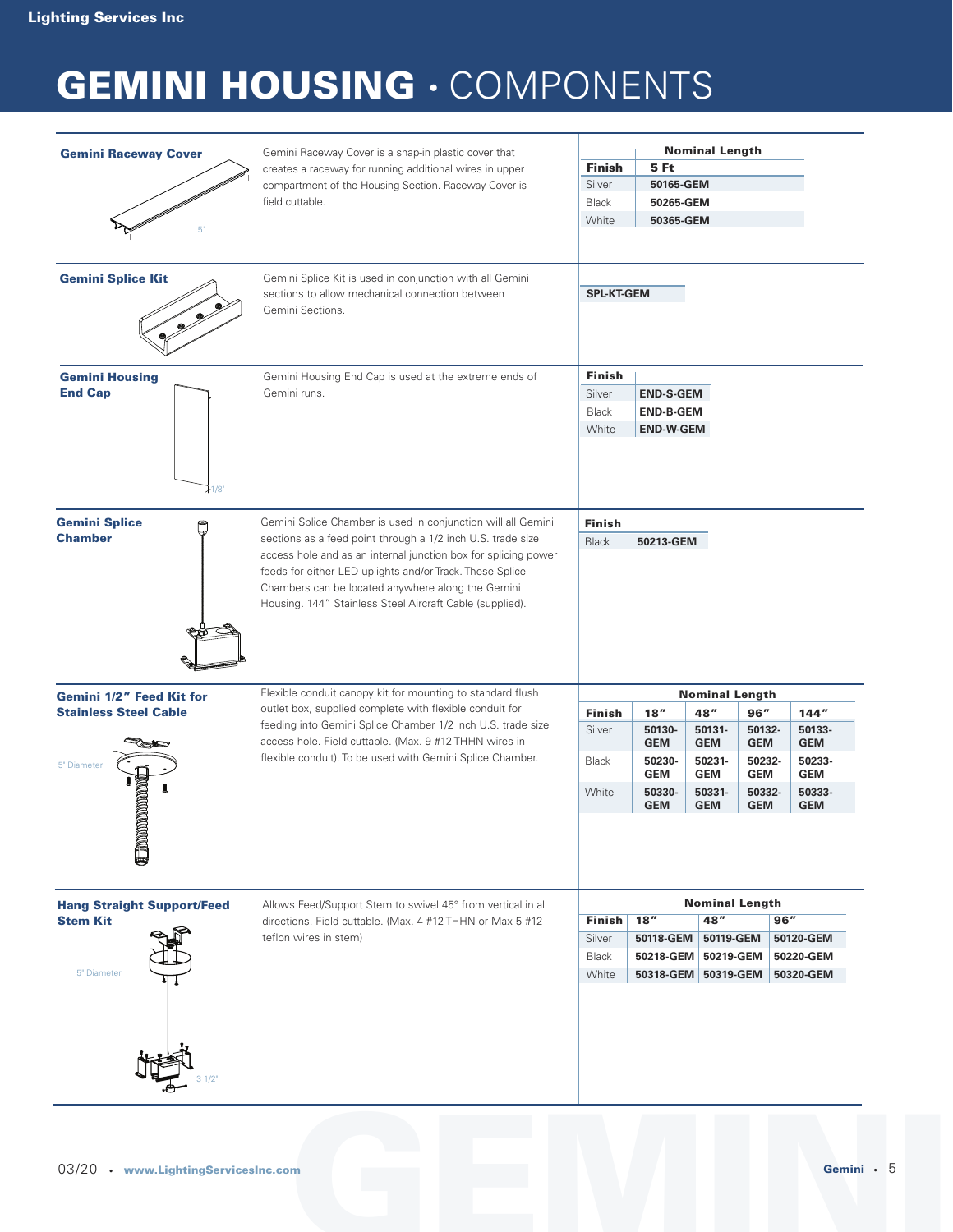# GEMINI HOUSING · COMPONENTS

### Gemini Raceway Cover

5'

Gemini Raceway Cover is a snap-in plastic cover that creates a raceway for running additional wires in upper compartment of the Housing Section. Raceway Cover is field cuttable.

| Finish | Nominal Length 5 Ft |
|---|---|
| Silver | 50165-GEM |
| Black | 50265-GEM |
| White | 50365-GEM |

### Gemini Splice Kit

Gemini Splice Kit is used in conjunction with all Gemini sections to allow mechanical connection between Gemini Sections.

**SPL-KT-GEM**

### Gemini Housing End Cap

1/8"

Gemini Housing End Cap is used at the extreme ends of Gemini runs.

| Finish | |
|---|---|
| Silver | END-S-GEM |
| Black | END-B-GEM |
| White | END-W-GEM |

### Gemini Splice Chamber

Gemini Splice Chamber is used in conjunction will all Gemini sections as a feed point through a 1/2 inch U.S. trade size access hole and as an internal junction box for splicing power feeds for either LED uplights and/or Track. These Splice Chambers can be located anywhere along the Gemini Housing. 144" Stainless Steel Aircraft Cable (supplied).

| Finish | |
|---|---|
| Black | 50213-GEM |

### Gemini 1/2" Feed Kit for Stainless Steel Cable

5" Diameter

Flexible conduit canopy kit for mounting to standard flush outlet box, supplied complete with flexible conduit for feeding into Gemini Splice Chamber 1/2 inch U.S. trade size access hole. Field cuttable. (Max. 9 #12 THHN wires in flexible conduit). To be used with Gemini Splice Chamber.

| | Nominal Length | | | |
|---|---|---|---|---|
| **Finish** | **18"** | **48"** | **96"** | **144"** |
| Silver | 50130-GEM | 50131-GEM | 50132-GEM | 50133-GEM |
| Black | 50230-GEM | 50231-GEM | 50232-GEM | 50233-GEM |
| White | 50330-GEM | 50331-GEM | 50332-GEM | 50333-GEM |

### Hang Straight Support/Feed Stem Kit

5" Diameter

3 1/2"

Allows Feed/Support Stem to swivel 45° from vertical in all directions. Field cuttable. (Max. 4 #12 THHN or Max 5 #12 teflon wires in stem)

| | Nominal Length | | |
|---|---|---|---|
| **Finish** | **18"** | **48"** | **96"** |
| Silver | 50118-GEM | 50119-GEM | 50120-GEM |
| Black | 50218-GEM | 50219-GEM | 50220-GEM |
| White | 50318-GEM | 50319-GEM | 50320-GEM |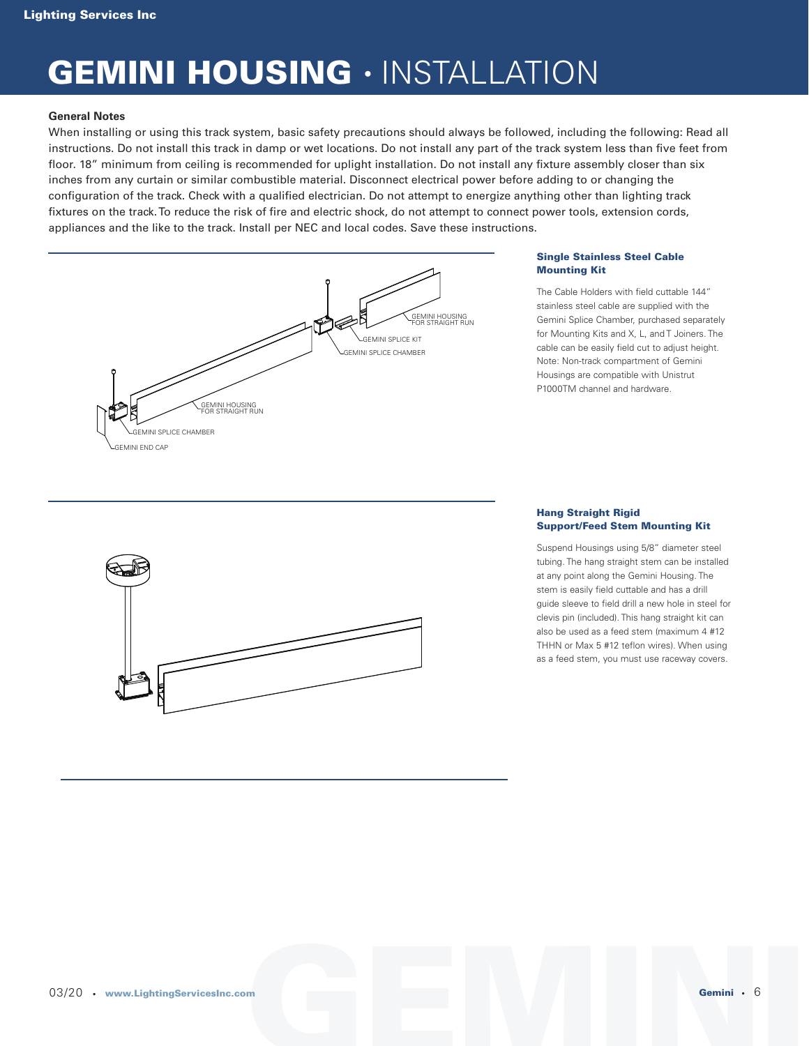# GEMINI HOUSING · INSTALLATION

**General Notes**

When installing or using this track system, basic safety precautions should always be followed, including the following: Read all instructions. Do not install this track in damp or wet locations. Do not install any part of the track system less than five feet from floor. 18" minimum from ceiling is recommended for uplight installation. Do not install any fixture assembly closer than six inches from any curtain or similar combustible material. Disconnect electrical power before adding to or changing the configuration of the track. Check with a qualified electrician. Do not attempt to energize anything other than lighting track fixtures on the track. To reduce the risk of fire and electric shock, do not attempt to connect power tools, extension cords, appliances and the like to the track. Install per NEC and local codes. Save these instructions.

GEMINI HOUSING FOR STRAIGHT RUN

GEMINI SPLICE KIT

GEMINI SPLICE CHAMBER

GEMINI HOUSING FOR STRAIGHT RUN

GEMINI SPLICE CHAMBER

GEMINI END CAP

### Single Stainless Steel Cable Mounting Kit

The Cable Holders with field cuttable 144" stainless steel cable are supplied with the Gemini Splice Chamber, purchased separately for Mounting Kits and X, L, and T Joiners. The cable can be easily field cut to adjust height. Note: Non-track compartment of Gemini Housings are compatible with Unistrut P1000TM channel and hardware.

### Hang Straight Rigid Support/Feed Stem Mounting Kit

Suspend Housings using 5/8" diameter steel tubing. The hang straight stem can be installed at any point along the Gemini Housing. The stem is easily field cuttable and has a drill guide sleeve to field drill a new hole in steel for clevis pin (included). This hang straight kit can also be used as a feed stem (maximum 4 #12 THHN or Max 5 #12 teflon wires). When using as a feed stem, you must use raceway covers.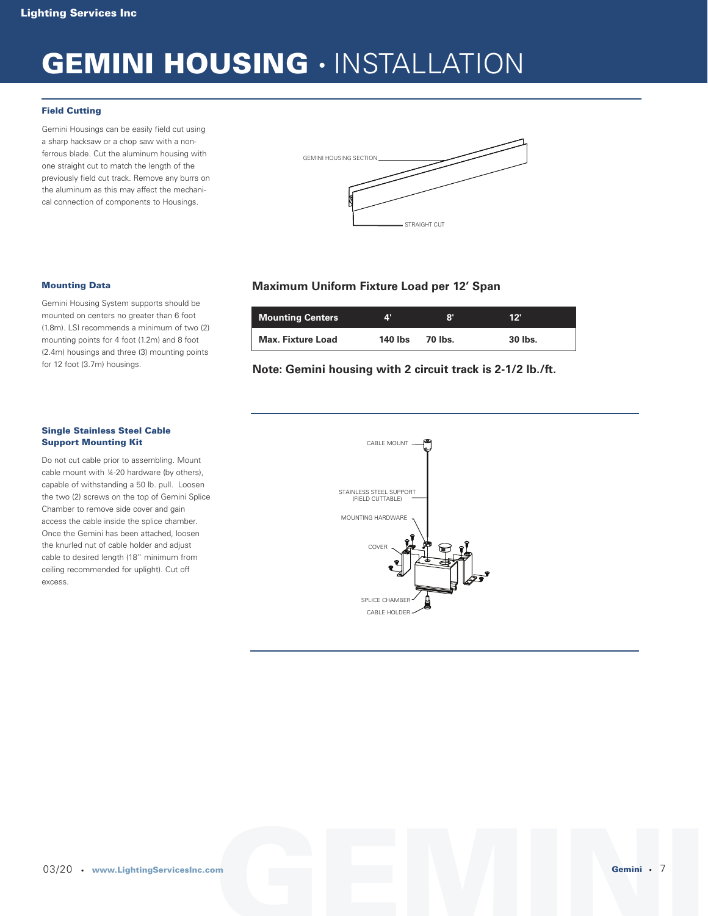# GEMINI HOUSING • INSTALLATION

### Field Cutting

Gemini Housings can be easily field cut using a sharp hacksaw or a chop saw with a non-ferrous blade. Cut the aluminum housing with one straight cut to match the length of the previously field cut track. Remove any burrs on the aluminum as this may affect the mechanical connection of components to Housings.

GEMINI HOUSING SECTION

STRAIGHT CUT

### Mounting Data

Gemini Housing System supports should be mounted on centers no greater than 6 foot (1.8m). LSI recommends a minimum of two (2) mounting points for 4 foot (1.2m) and 8 foot (2.4m) housings and three (3) mounting points for 12 foot (3.7m) housings.

**Maximum Uniform Fixture Load per 12' Span**

| Mounting Centers | 4' | 8' | 12' |
|---|---|---|---|
| Max. Fixture Load | 140 lbs | 70 lbs. | 30 lbs. |

**Note: Gemini housing with 2 circuit track is 2-1/2 lb./ft.**

### Single Stainless Steel Cable Support Mounting Kit

Do not cut cable prior to assembling. Mount cable mount with ¼-20 hardware (by others), capable of withstanding a 50 lb. pull. Loosen the two (2) screws on the top of Gemini Splice Chamber to remove side cover and gain access the cable inside the splice chamber. Once the Gemini has been attached, loosen the knurled nut of cable holder and adjust cable to desired length (18" minimum from ceiling recommended for uplight). Cut off excess.

CABLE MOUNT

STAINLESS STEEL SUPPORT (FIELD CUTTABLE)

MOUNTING HARDWARE

COVER

SPLICE CHAMBER

CABLE HOLDER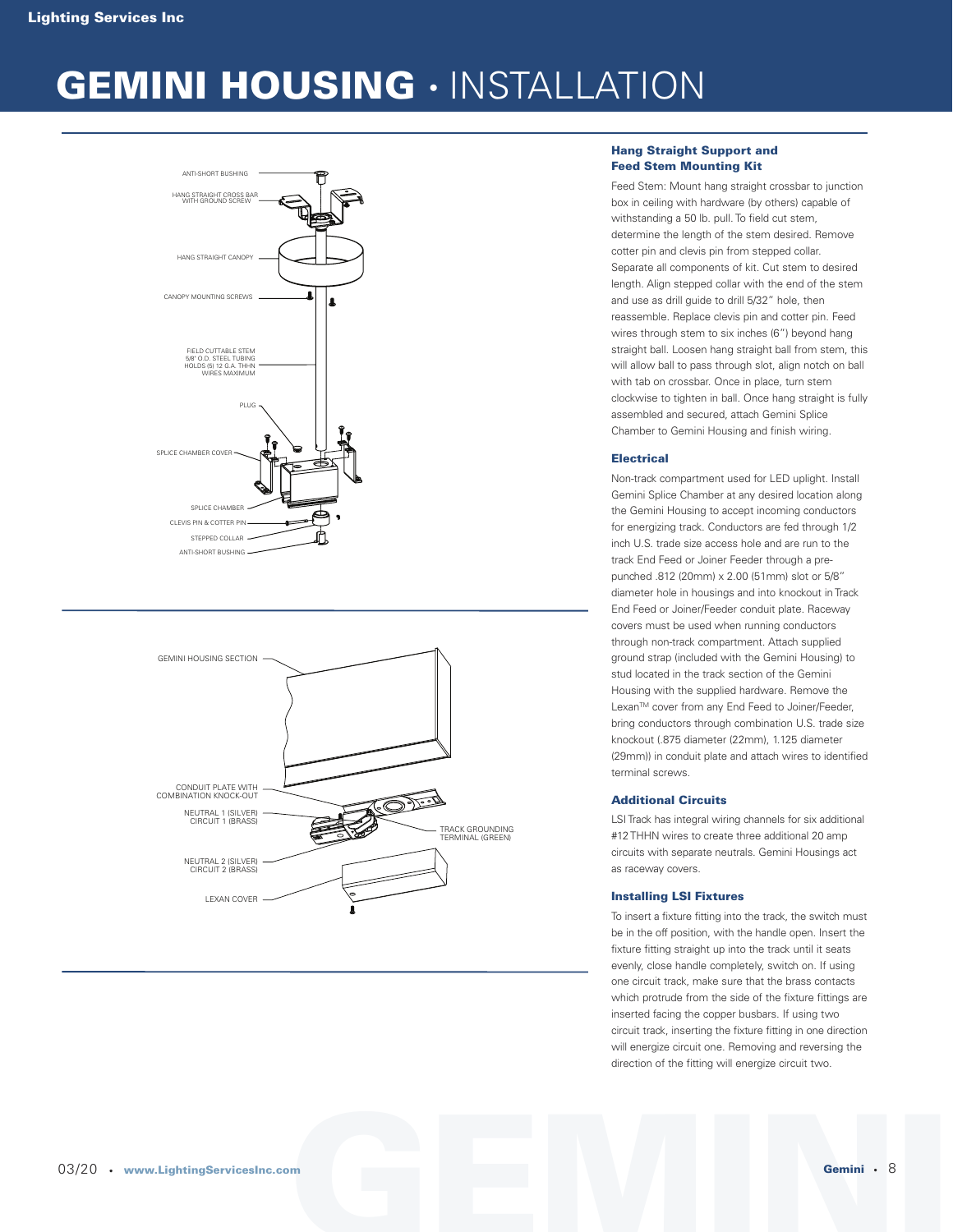# GEMINI HOUSING • INSTALLATION

ANTI-SHORT BUSHING

HANG STRAIGHT CROSS BAR WITH GROUND SCREW

HANG STRAIGHT CANOPY

CANOPY MOUNTING SCREWS

FIELD CUTTABLE STEM 5/8" O.D. STEEL TUBING HOLDS (6) 12 G.A. THHN WIRES MAXIMUM

PLUG

SPLICE CHAMBER COVER

SPLICE CHAMBER

CLEVIS PIN & COTTER PIN

STEPPED COLLAR

ANTI-SHORT BUSHING

GEMINI HOUSING SECTION

CONDUIT PLATE WITH COMBINATION KNOCK-OUT

NEUTRAL 1 (SILVER) CIRCUIT 1 (BRASS)

TRACK GROUNDING TERMINAL (GREEN)

NEUTRAL 2 (SILVER) CIRCUIT 2 (BRASS)

LEXAN COVER

## Hang Straight Support and Feed Stem Mounting Kit

Feed Stem: Mount hang straight crossbar to junction box in ceiling with hardware (by others) capable of withstanding a 50 lb. pull. To field cut stem, determine the length of the stem desired. Remove cotter pin and clevis pin from stepped collar. Separate all components of kit. Cut stem to desired length. Align stepped collar with the end of the stem and use as drill guide to drill 5/32" hole, then reassemble. Replace clevis pin and cotter pin. Feed wires through stem to six inches (6") beyond hang straight ball. Loosen hang straight ball from stem, this will allow ball to pass through slot, align notch on ball with tab on crossbar. Once in place, turn stem clockwise to tighten in ball. Once hang straight is fully assembled and secured, attach Gemini Splice Chamber to Gemini Housing and finish wiring.

## Electrical

Non-track compartment used for LED uplight. Install Gemini Splice Chamber at any desired location along the Gemini Housing to accept incoming conductors for energizing track. Conductors are fed through 1/2 inch U.S. trade size access hole and are run to the track End Feed or Joiner Feeder through a pre-punched .812 (20mm) x 2.00 (51mm) slot or 5/8" diameter hole in housings and into knockout in Track End Feed or Joiner/Feeder conduit plate. Raceway covers must be used when running conductors through non-track compartment. Attach supplied ground strap (included with the Gemini Housing) to stud located in the track section of the Gemini Housing with the supplied hardware. Remove the Lexan™ cover from any End Feed to Joiner/Feeder, bring conductors through combination U.S. trade size knockout (.875 diameter (22mm), 1.125 diameter (29mm)) in conduit plate and attach wires to identified terminal screws.

## Additional Circuits

LSI Track has integral wiring channels for six additional #12 THHN wires to create three additional 20 amp circuits with separate neutrals. Gemini Housings act as raceway covers.

## Installing LSI Fixtures

To insert a fixture fitting into the track, the switch must be in the off position, with the handle open. Insert the fixture fitting straight up into the track until it seats evenly, close handle completely, switch on. If using one circuit track, make sure that the brass contacts which protrude from the side of the fixture fittings are inserted facing the copper busbars. If using two circuit track, inserting the fixture fitting in one direction will energize circuit one. Removing and reversing the direction of the fitting will energize circuit two.